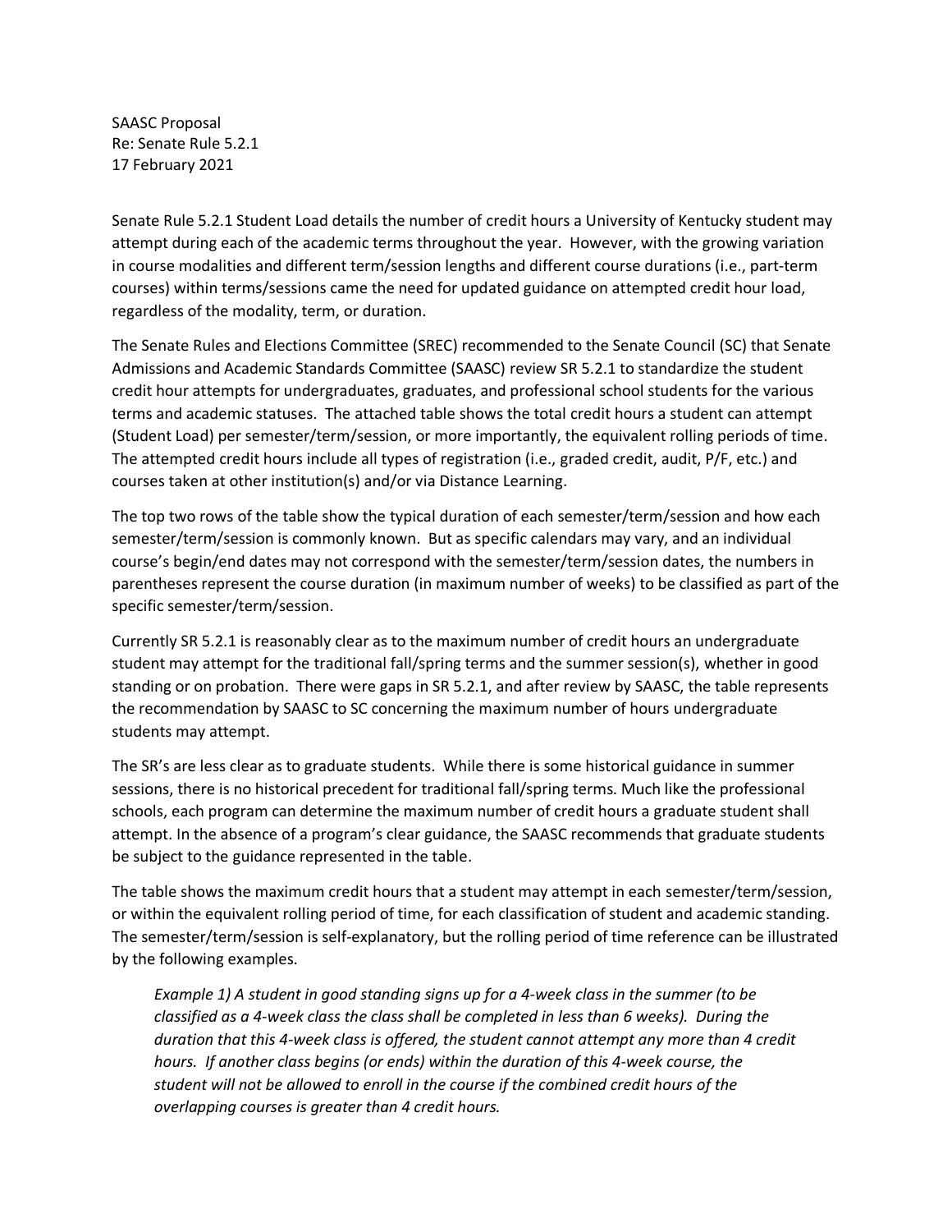SAASC Proposal
Re: Senate Rule 5.2.1
17 February 2021

Senate Rule 5.2.1 Student Load details the number of credit hours a University of Kentucky student may attempt during each of the academic terms throughout the year. However, with the growing variation in course modalities and different term/session lengths and different course durations (i.e., part-term courses) within terms/sessions came the need for updated guidance on attempted credit hour load, regardless of the modality, term, or duration.

The Senate Rules and Elections Committee (SREC) recommended to the Senate Council (SC) that Senate Admissions and Academic Standards Committee (SAASC) review SR 5.2.1 to standardize the student credit hour attempts for undergraduates, graduates, and professional school students for the various terms and academic statuses. The attached table shows the total credit hours a student can attempt (Student Load) per semester/term/session, or more importantly, the equivalent rolling periods of time. The attempted credit hours include all types of registration (i.e., graded credit, audit, P/F, etc.) and courses taken at other institution(s) and/or via Distance Learning.

The top two rows of the table show the typical duration of each semester/term/session and how each semester/term/session is commonly known. But as specific calendars may vary, and an individual course's begin/end dates may not correspond with the semester/term/session dates, the numbers in parentheses represent the course duration (in maximum number of weeks) to be classified as part of the specific semester/term/session.

Currently SR 5.2.1 is reasonably clear as to the maximum number of credit hours an undergraduate student may attempt for the traditional fall/spring terms and the summer session(s), whether in good standing or on probation. There were gaps in SR 5.2.1, and after review by SAASC, the table represents the recommendation by SAASC to SC concerning the maximum number of hours undergraduate students may attempt.

The SR's are less clear as to graduate students. While there is some historical guidance in summer sessions, there is no historical precedent for traditional fall/spring terms. Much like the professional schools, each program can determine the maximum number of credit hours a graduate student shall attempt. In the absence of a program's clear guidance, the SAASC recommends that graduate students be subject to the guidance represented in the table.

The table shows the maximum credit hours that a student may attempt in each semester/term/session, or within the equivalent rolling period of time, for each classification of student and academic standing. The semester/term/session is self-explanatory, but the rolling period of time reference can be illustrated by the following examples.

*Example 1) A student in good standing signs up for a 4-week class in the summer (to be classified as a 4-week class the class shall be completed in less than 6 weeks). During the duration that this 4-week class is offered, the student cannot attempt any more than 4 credit hours. If another class begins (or ends) within the duration of this 4-week course, the student will not be allowed to enroll in the course if the combined credit hours of the overlapping courses is greater than 4 credit hours.*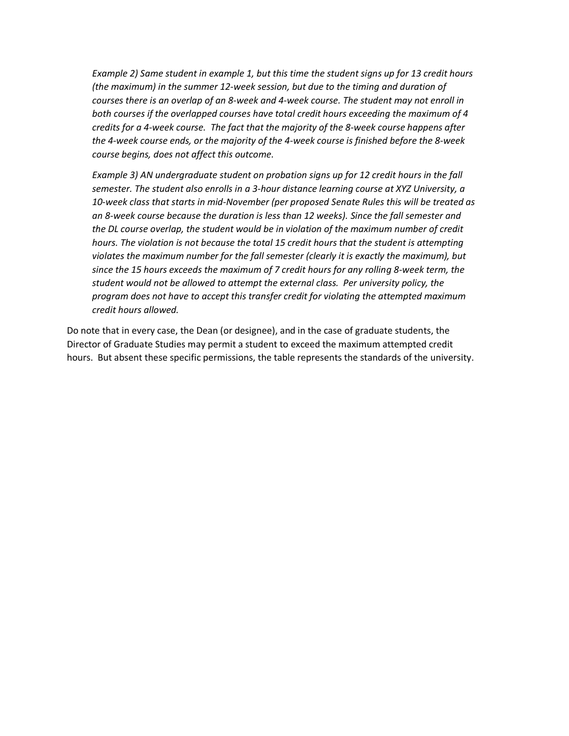*Example 2) Same student in example 1, but this time the student signs up for 13 credit hours (the maximum) in the summer 12-week session, but due to the timing and duration of courses there is an overlap of an 8-week and 4-week course. The student may not enroll in both courses if the overlapped courses have total credit hours exceeding the maximum of 4 credits for a 4-week course. The fact that the majority of the 8-week course happens after the 4-week course ends, or the majority of the 4-week course is finished before the 8-week course begins, does not affect this outcome.*

*Example 3) AN undergraduate student on probation signs up for 12 credit hours in the fall semester. The student also enrolls in a 3-hour distance learning course at XYZ University, a 10-week class that starts in mid-November (per proposed Senate Rules this will be treated as an 8-week course because the duration is less than 12 weeks). Since the fall semester and the DL course overlap, the student would be in violation of the maximum number of credit hours. The violation is not because the total 15 credit hours that the student is attempting violates the maximum number for the fall semester (clearly it is exactly the maximum), but since the 15 hours exceeds the maximum of 7 credit hours for any rolling 8-week term, the student would not be allowed to attempt the external class. Per university policy, the program does not have to accept this transfer credit for violating the attempted maximum credit hours allowed.*

Do note that in every case, the Dean (or designee), and in the case of graduate students, the Director of Graduate Studies may permit a student to exceed the maximum attempted credit hours. But absent these specific permissions, the table represents the standards of the university.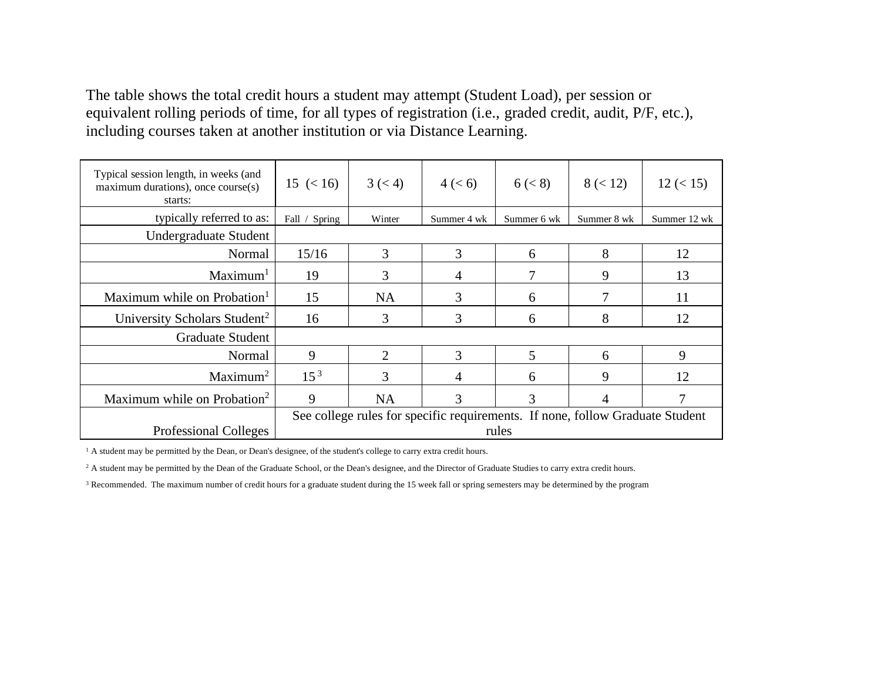The table shows the total credit hours a student may attempt (Student Load), per session or equivalent rolling periods of time, for all types of registration (i.e., graded credit, audit, P/F, etc.), including courses taken at another institution or via Distance Learning.

| Typical session length, in weeks (and maximum durations), once course(s) starts: | 15 (< 16) | 3 (< 4) | 4 (< 6) | 6 (< 8) | 8 (< 12) | 12 (< 15) |
|---|---|---|---|---|---|---|
| typically referred to as: | Fall / Spring | Winter | Summer 4 wk | Summer 6 wk | Summer 8 wk | Summer 12 wk |
| Undergraduate Student | | | | | | |
| Normal | 15/16 | 3 | 3 | 6 | 8 | 12 |
| Maximum[1] | 19 | 3 | 4 | 7 | 9 | 13 |
| Maximum while on Probation[1] | 15 | NA | 3 | 6 | 7 | 11 |
| University Scholars Student[2] | 16 | 3 | 3 | 6 | 8 | 12 |
| Graduate Student | | | | | | |
| Normal | 9 | 2 | 3 | 5 | 6 | 9 |
| Maximum[2] | 15[3] | 3 | 4 | 6 | 9 | 12 |
| Maximum while on Probation[2] | 9 | NA | 3 | 3 | 4 | 7 |
| Professional Colleges | See college rules for specific requirements. If none, follow Graduate Student rules | | | | | |

[1] A student may be permitted by the Dean, or Dean's designee, of the student's college to carry extra credit hours.

[2] A student may be permitted by the Dean of the Graduate School, or the Dean's designee, and the Director of Graduate Studies to carry extra credit hours.

[3] Recommended. The maximum number of credit hours for a graduate student during the 15 week fall or spring semesters may be determined by the program